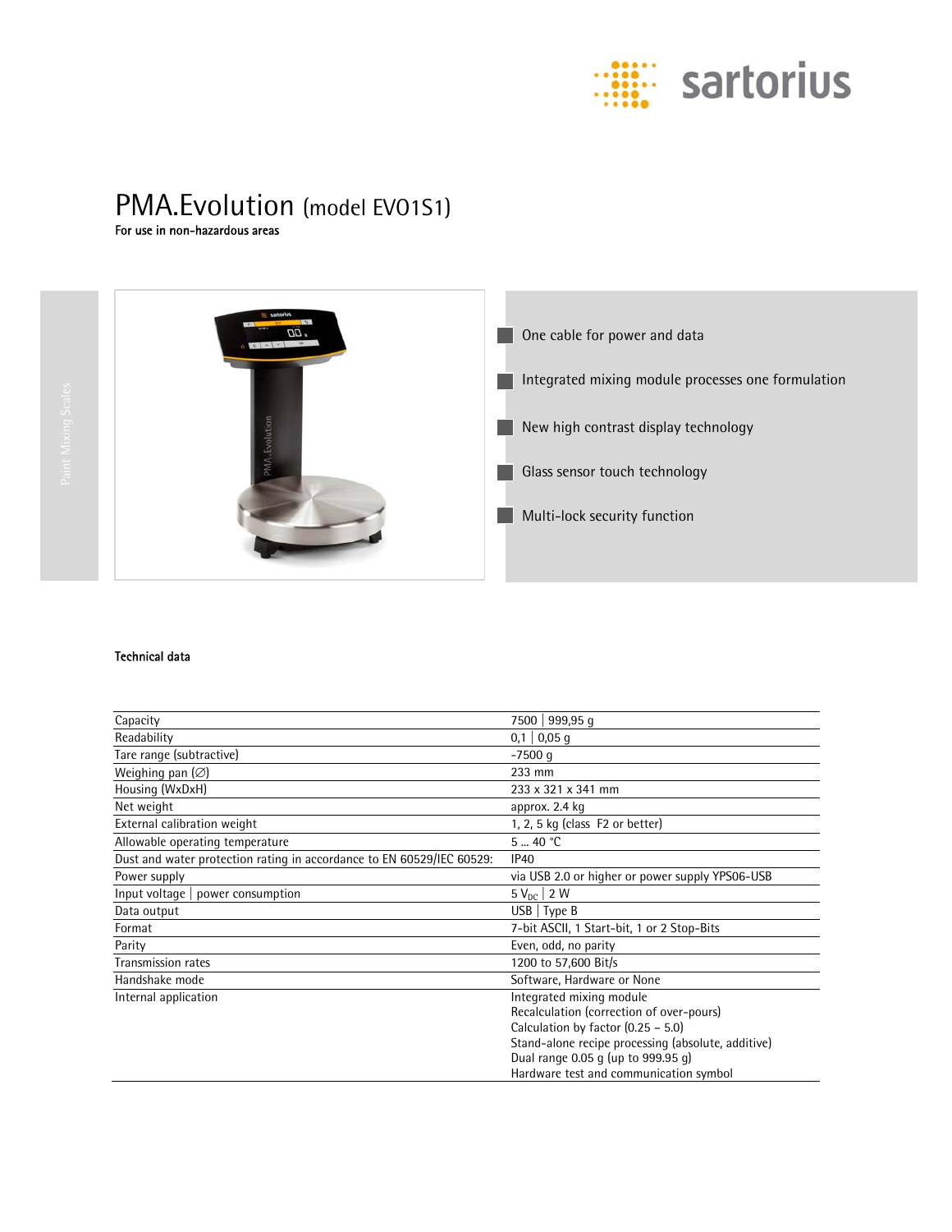# PMA.Evolution (model EVO1S1)

**For use in non-hazardous areas**

Paint Mixing Scales

- One cable for power and data
- Integrated mixing module processes one formulation
- New high contrast display technology
- Glass sensor touch technology
- Multi-lock security function

## Technical data

| | |
|---|---|
| Capacity | 7500 \| 999,95 g |
| Readability | 0,1 \| 0,05 g |
| Tare range (subtractive) | -7500 g |
| Weighing pan (∅) | 233 mm |
| Housing (WxDxH) | 233 x 321 x 341 mm |
| Net weight | approx. 2.4 kg |
| External calibration weight | 1, 2, 5 kg (class F2 or better) |
| Allowable operating temperature | 5 ... 40 °C |
| Dust and water protection rating in accordance to EN 60529/IEC 60529: | IP40 |
| Power supply | via USB 2.0 or higher or power supply YPS06-USB |
| Input voltage \| power consumption | 5 $V_{DC}$ \| 2 W |
| Data output | USB \| Type B |
| Format | 7-bit ASCII, 1 Start-bit, 1 or 2 Stop-Bits |
| Parity | Even, odd, no parity |
| Transmission rates | 1200 to 57,600 Bit/s |
| Handshake mode | Software, Hardware or None |
| Internal application | Integrated mixing module<br>Recalculation (correction of over-pours)<br>Calculation by factor (0.25 – 5.0)<br>Stand-alone recipe processing (absolute, additive)<br>Dual range 0.05 g (up to 999.95 g)<br>Hardware test and communication symbol |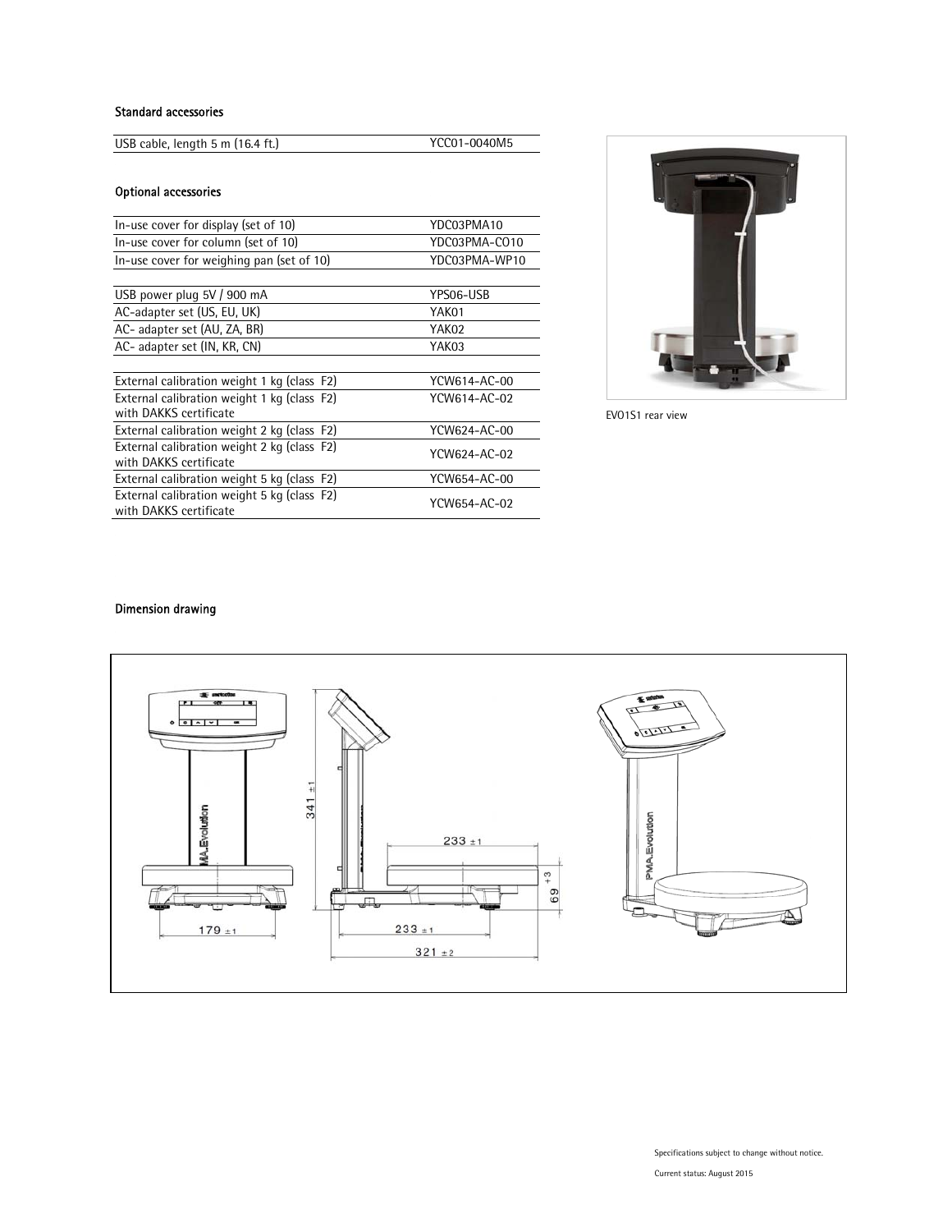### Standard accessories

| | |
|---|---|
| USB cable, length 5 m (16.4 ft.) | YCC01-0040M5 |

### Optional accessories

| | |
|---|---|
| In-use cover for display (set of 10) | YDC03PMA10 |
| In-use cover for column (set of 10) | YDC03PMA-CO10 |
| In-use cover for weighing pan (set of 10) | YDC03PMA-WP10 |
| USB power plug 5V / 900 mA | YPS06-USB |
| AC-adapter set (US, EU, UK) | YAK01 |
| AC- adapter set (AU, ZA, BR) | YAK02 |
| AC- adapter set (IN, KR, CN) | YAK03 |
| External calibration weight 1 kg (class F2) | YCW614-AC-00 |
| External calibration weight 1 kg (class F2) with DAKKS certificate | YCW614-AC-02 |
| External calibration weight 2 kg (class F2) | YCW624-AC-00 |
| External calibration weight 2 kg (class F2) with DAKKS certificate | YCW624-AC-02 |
| External calibration weight 5 kg (class F2) | YCW654-AC-00 |
| External calibration weight 5 kg (class F2) with DAKKS certificate | YCW654-AC-02 |

EVO1S1 rear view

### Dimension drawing

179 ±1

341 ±1

233 ±1

233 ±1

321 ±2

69 +3

PMA.Evolution

Specifications subject to change without notice.

Current status: August 2015